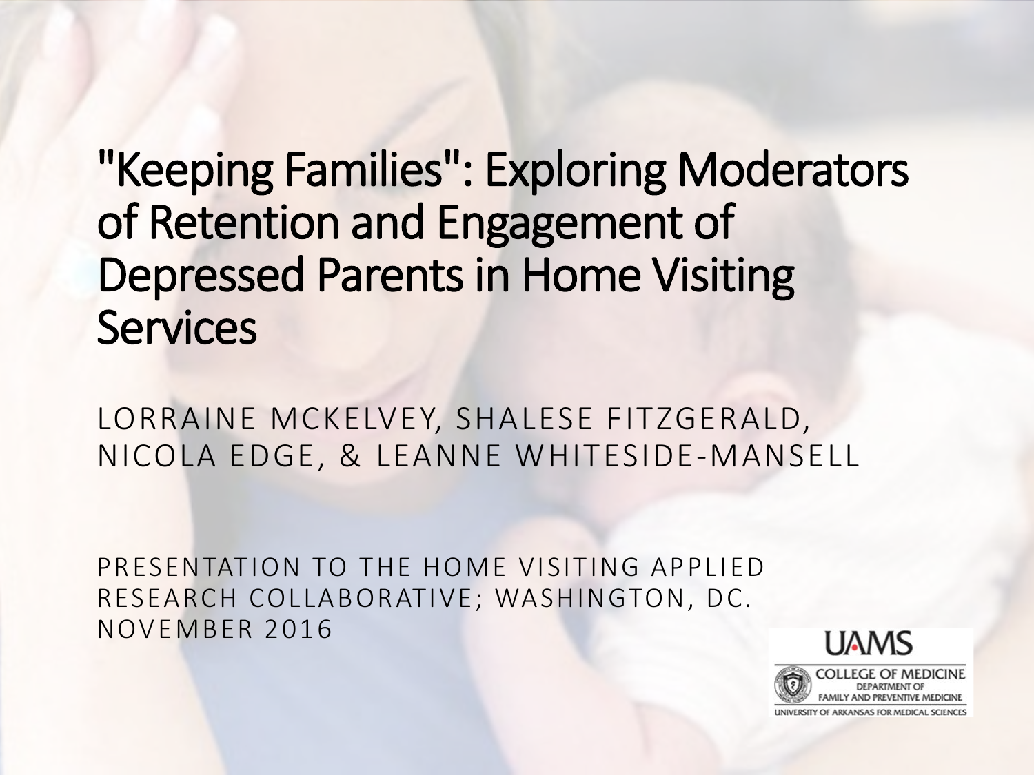# "Keeping Families": Exploring Moderators of Retention and Engagement of Depressed Parents in Home Visiting Services

LORRAINE MCKELVEY, SHALESE FITZGERALD, NICOLA EDGE, & LEANNE WHITESIDE-MANSELL

PRESENTATION TO THE HOME VISITING APPLIED RESEARCH COLLABORATIVE; WASHINGTON, DC. NOVEMBER 2016

UAMS
COLLEGE OF MEDICINE
DEPARTMENT OF FAMILY AND PREVENTIVE MEDICINE
UNIVERSITY OF ARKANSAS FOR MEDICAL SCIENCES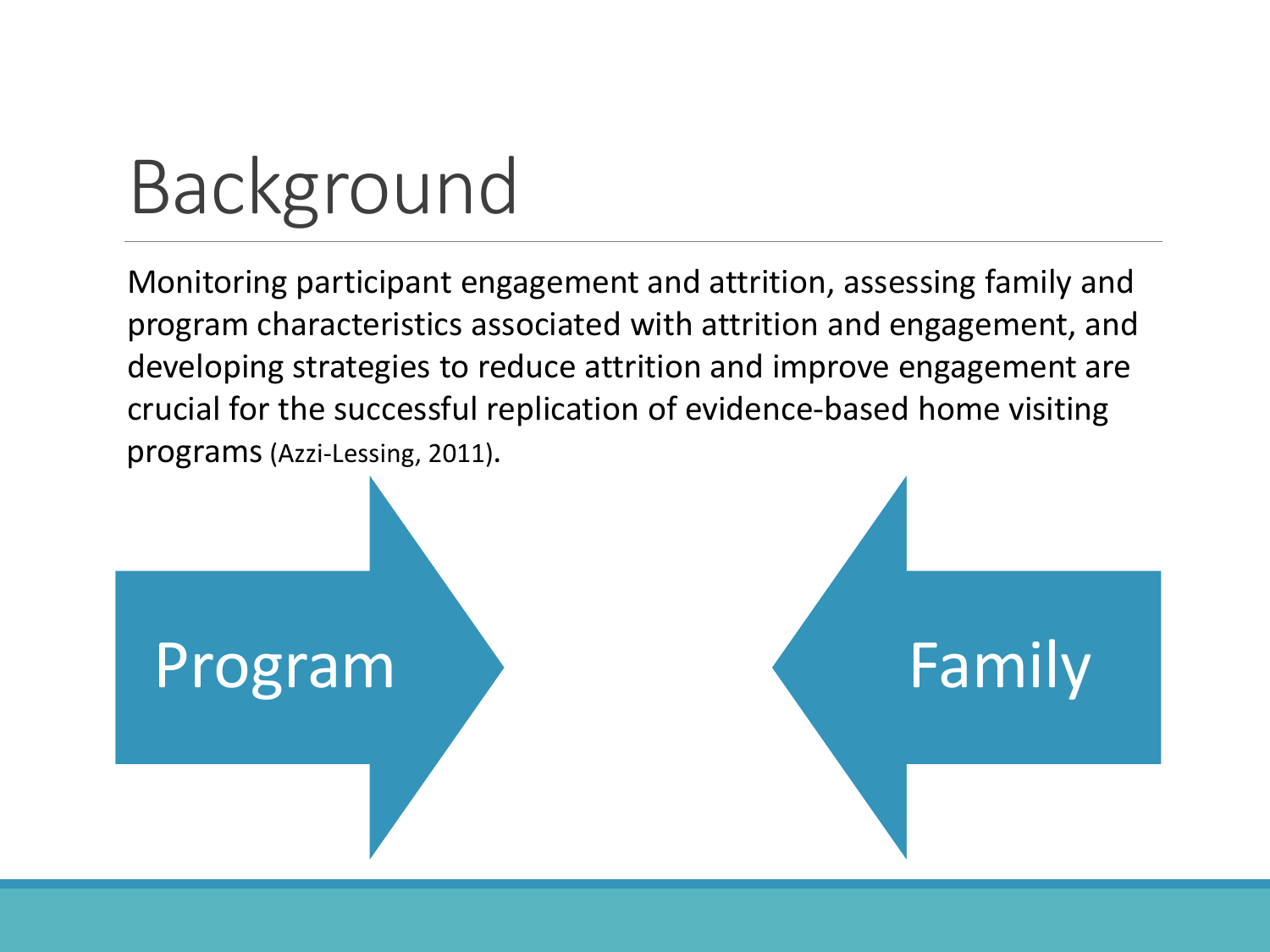# Background

Monitoring participant engagement and attrition, assessing family and program characteristics associated with attrition and engagement, and developing strategies to reduce attrition and improve engagement are crucial for the successful replication of evidence-based home visiting programs (Azzi-Lessing, 2011).

Program

Family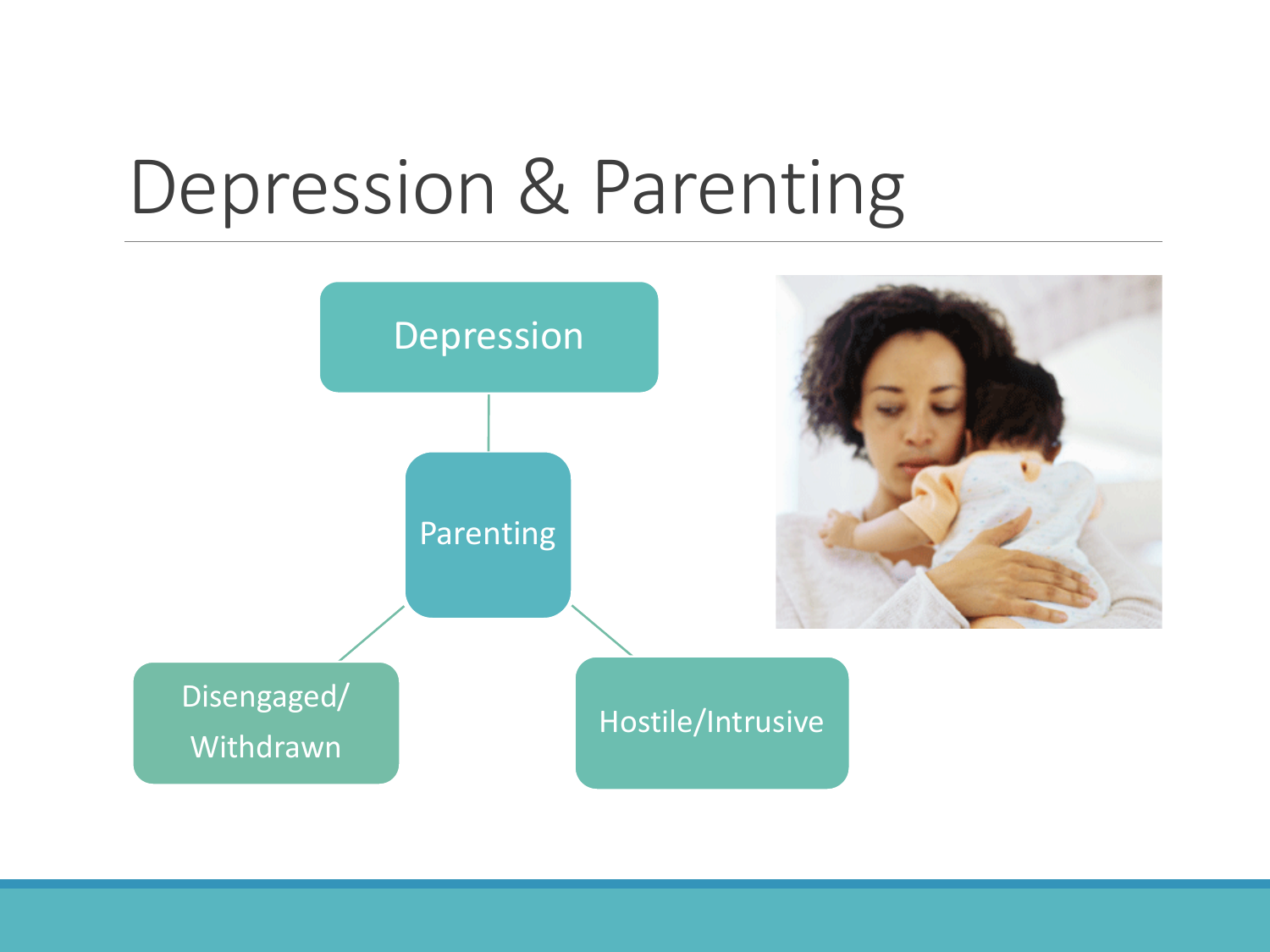# Depression & Parenting

- Depression
  - Parenting
    - Disengaged/ Withdrawn
    - Hostile/Intrusive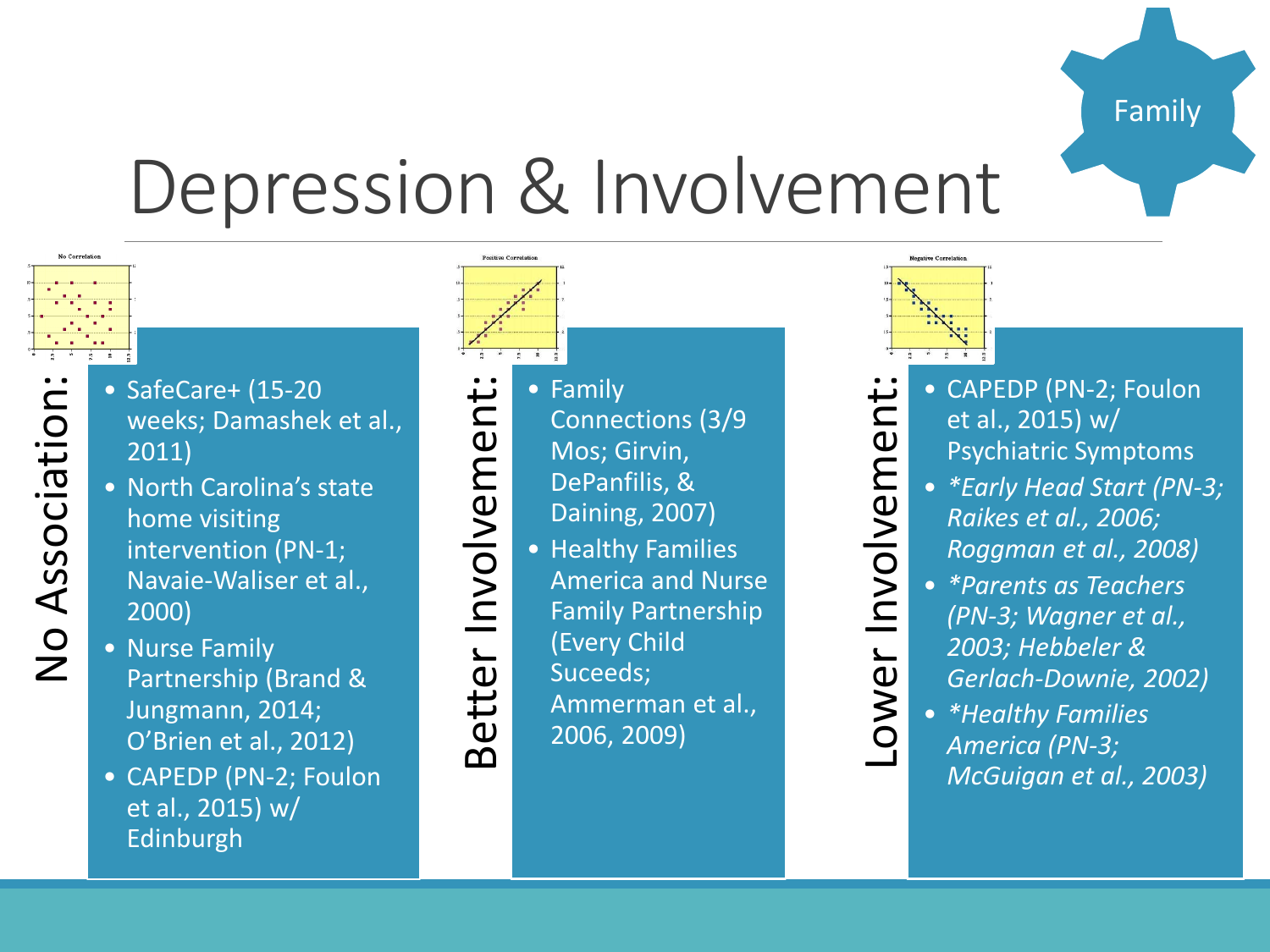Family

# Depression & Involvement

## No Association:

- SafeCare+ (15-20 weeks; Damashek et al., 2011)
- North Carolina's state home visiting intervention (PN-1; Navaie-Waliser et al., 2000)
- Nurse Family Partnership (Brand & Jungmann, 2014; O'Brien et al., 2012)
- CAPEDP (PN-2; Foulon et al., 2015) w/ Edinburgh

## Better Involvement:

- Family Connections (3/9 Mos; Girvin, DePanfilis, & Daining, 2007)
- Healthy Families America and Nurse Family Partnership (Every Child Suceeds; Ammerman et al., 2006, 2009)

## Lower Involvement:

- CAPEDP (PN-2; Foulon et al., 2015) w/ Psychiatric Symptoms
- *\*Early Head Start (PN-3; Raikes et al., 2006; Roggman et al., 2008)*
- *\*Parents as Teachers (PN-3; Wagner et al., 2003; Hebbeler & Gerlach-Downie, 2002)*
- *\*Healthy Families America (PN-3; McGuigan et al., 2003)*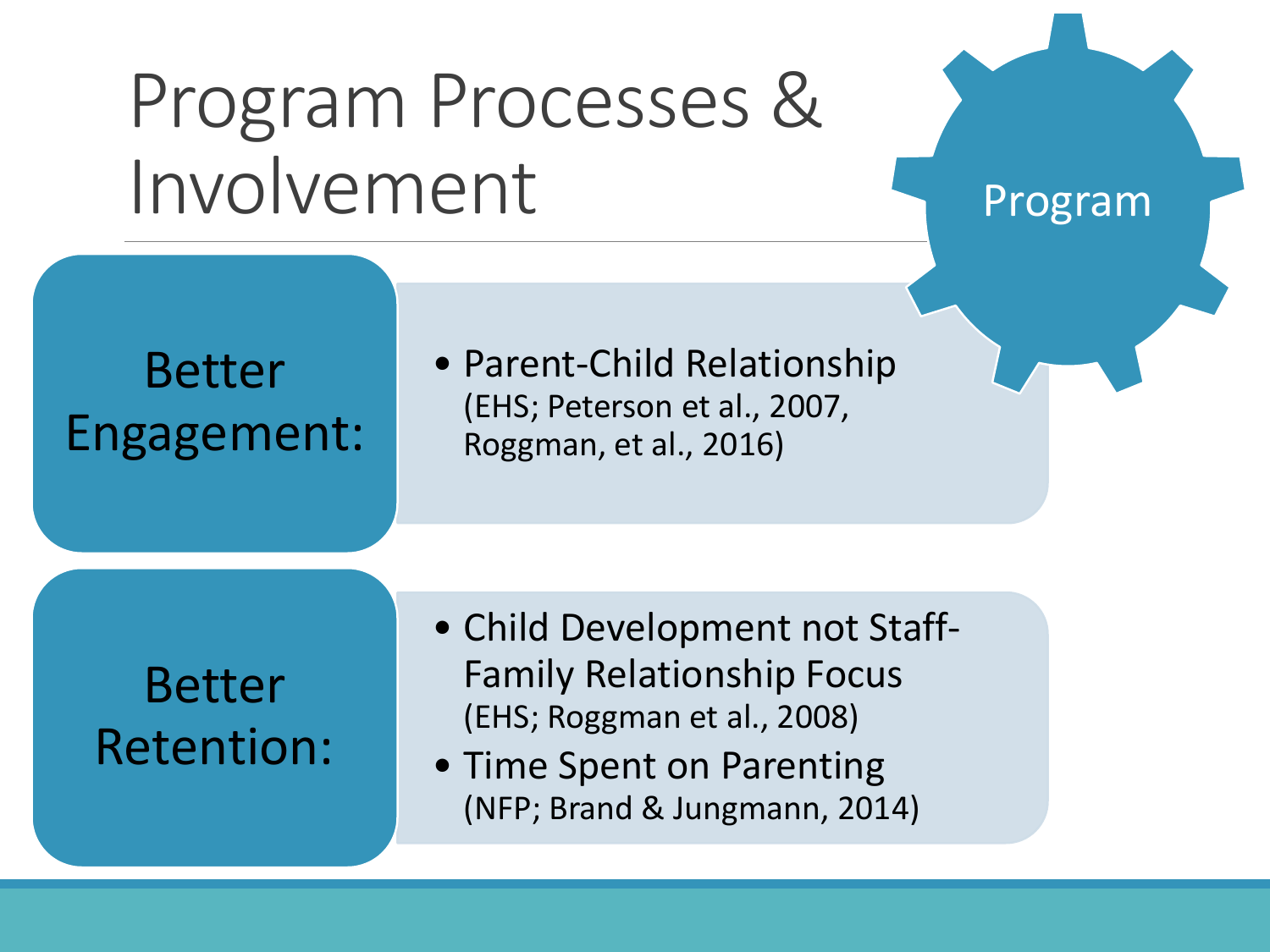# Program Processes & Involvement

Program

**Better Engagement:**

- Parent-Child Relationship
  (EHS; Peterson et al., 2007, Roggman, et al., 2016)

**Better Retention:**

- Child Development not Staff-Family Relationship Focus
  (EHS; Roggman et al., 2008)
- Time Spent on Parenting
  (NFP; Brand & Jungmann, 2014)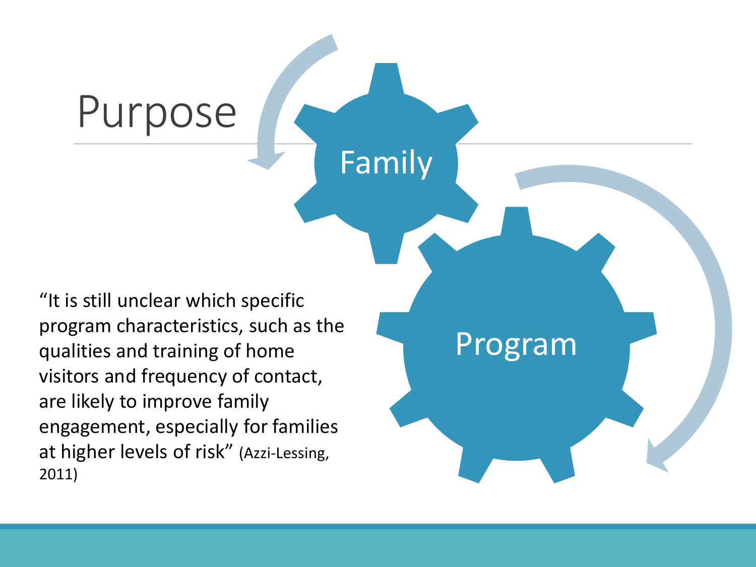# Purpose

Family

Program

"It is still unclear which specific program characteristics, such as the qualities and training of home visitors and frequency of contact, are likely to improve family engagement, especially for families at higher levels of risk" (Azzi-Lessing, 2011)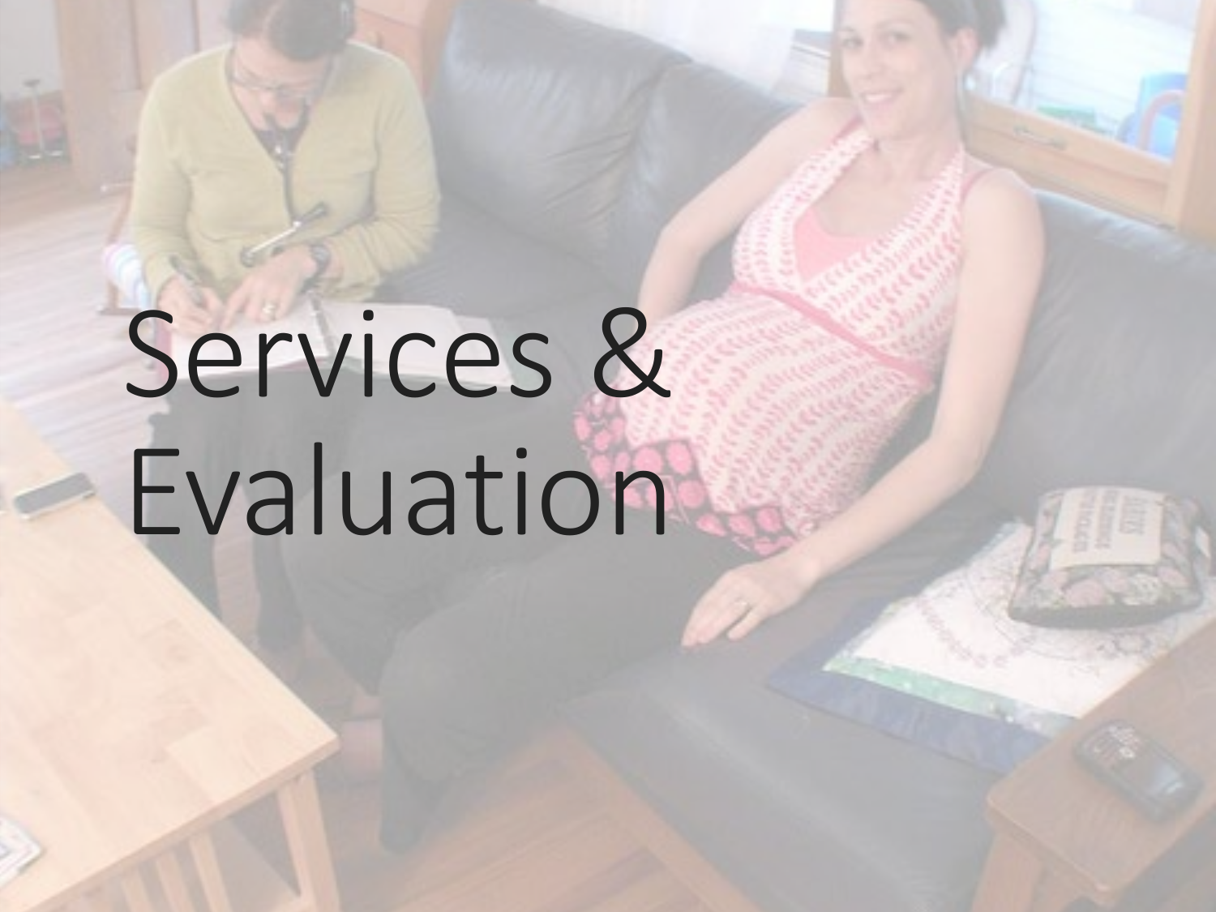# Services & Evaluation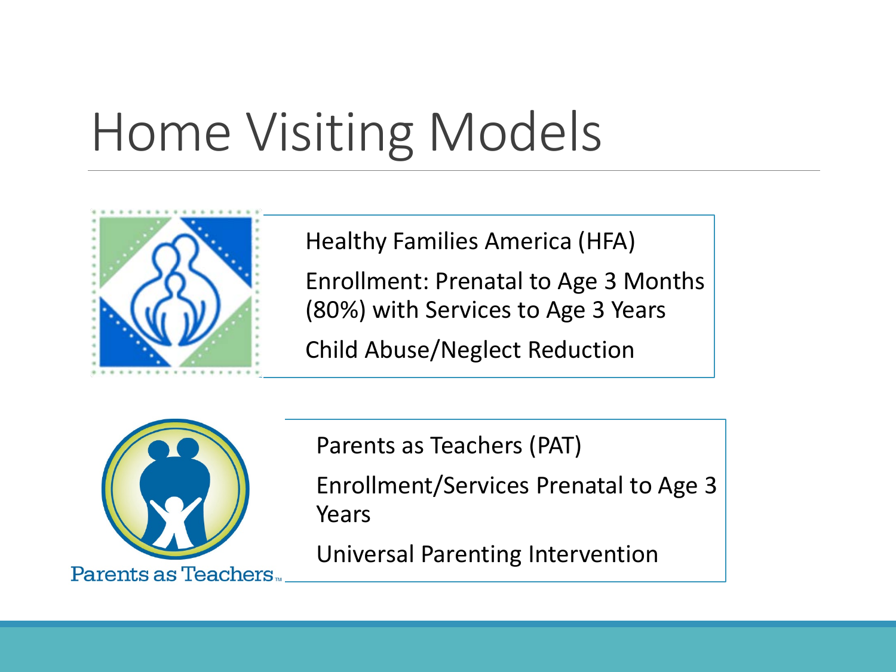# Home Visiting Models

Healthy Families America (HFA)

Enrollment: Prenatal to Age 3 Months (80%) with Services to Age 3 Years

Child Abuse/Neglect Reduction

Parents as Teachers

Parents as Teachers (PAT)

Enrollment/Services Prenatal to Age 3 Years

Universal Parenting Intervention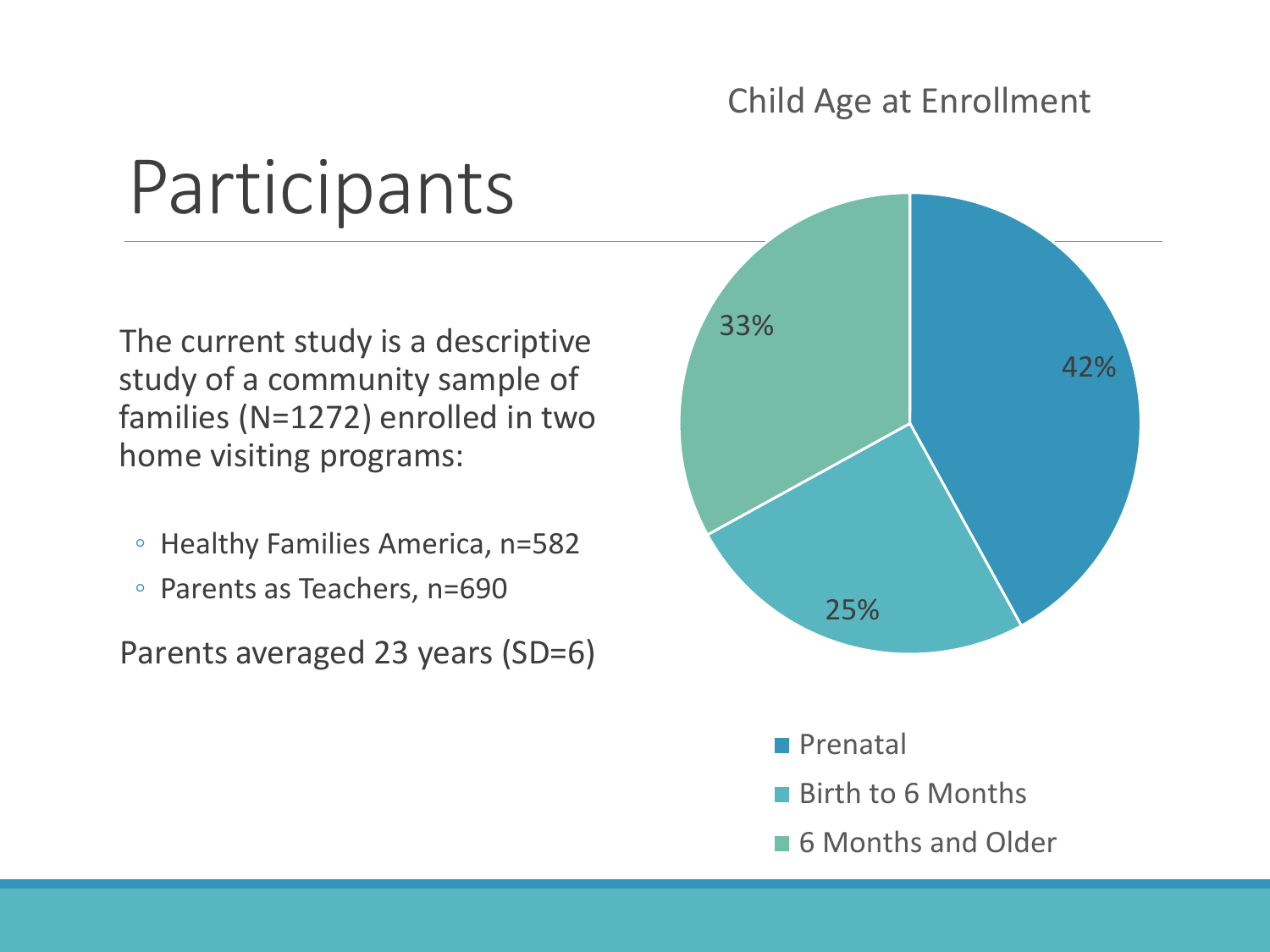# Participants

The current study is a descriptive study of a community sample of families (N=1272) enrolled in two home visiting programs:

- Healthy Families America, n=582
- Parents as Teachers, n=690

Parents averaged 23 years (SD=6)

Child Age at Enrollment

| Child Age at Enrollment | Percent |
|---|---|
| Prenatal | 42% |
| Birth to 6 Months | 25% |
| 6 Months and Older | 33% |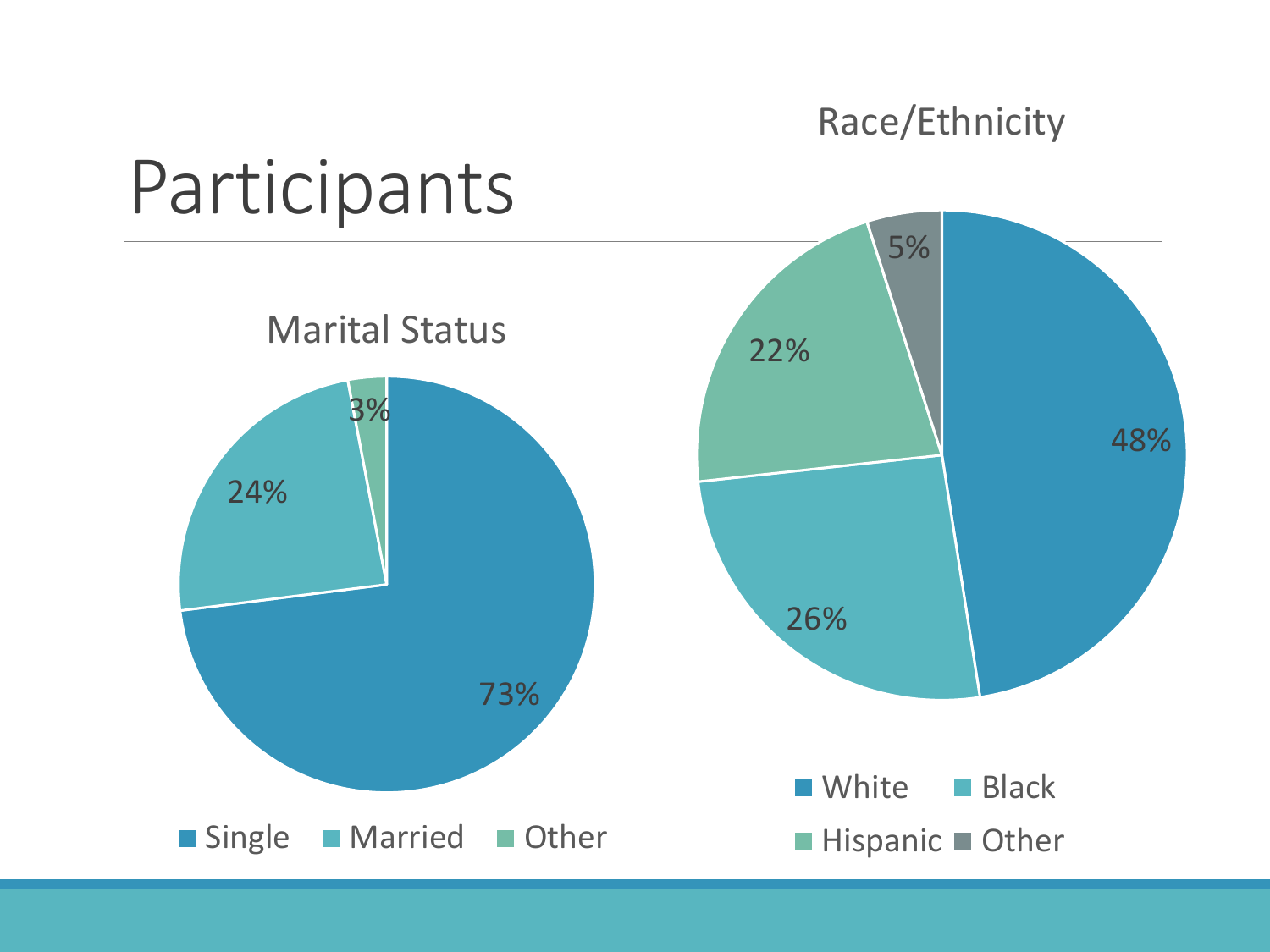# Participants

## Marital Status

| Marital Status | Percentage |
|---|---|
| Single | 73% |
| Married | 24% |
| Other | 3% |

## Race/Ethnicity

| Race/Ethnicity | Percentage |
|---|---|
| White | 48% |
| Black | 26% |
| Hispanic | 22% |
| Other | 5% |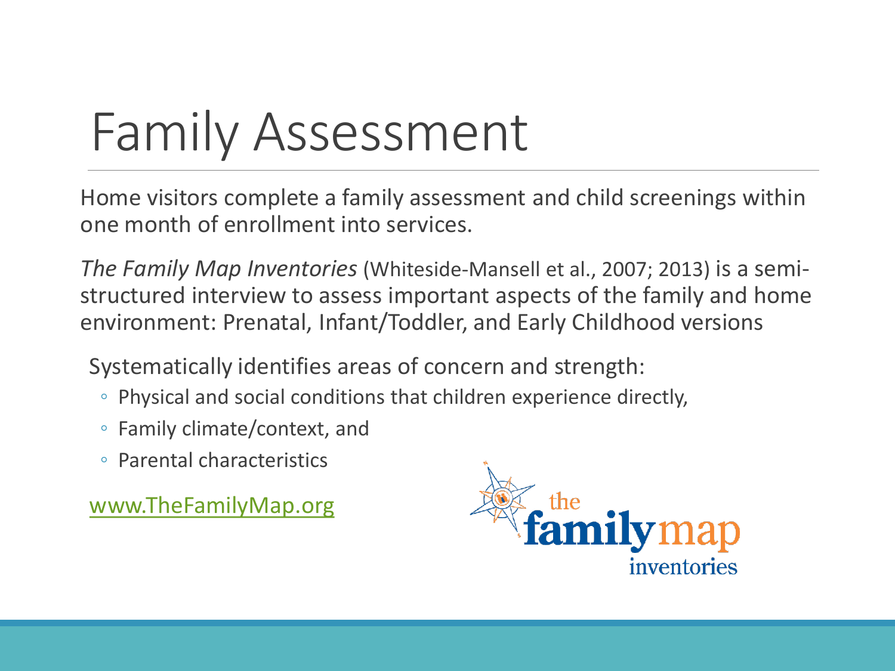# Family Assessment

Home visitors complete a family assessment and child screenings within one month of enrollment into services.

*The Family Map Inventories* (Whiteside-Mansell et al., 2007; 2013) is a semi-structured interview to assess important aspects of the family and home environment: Prenatal, Infant/Toddler, and Early Childhood versions

Systematically identifies areas of concern and strength:

- Physical and social conditions that children experience directly,
- Family climate/context, and
- Parental characteristics

www.TheFamilyMap.org

the family map inventories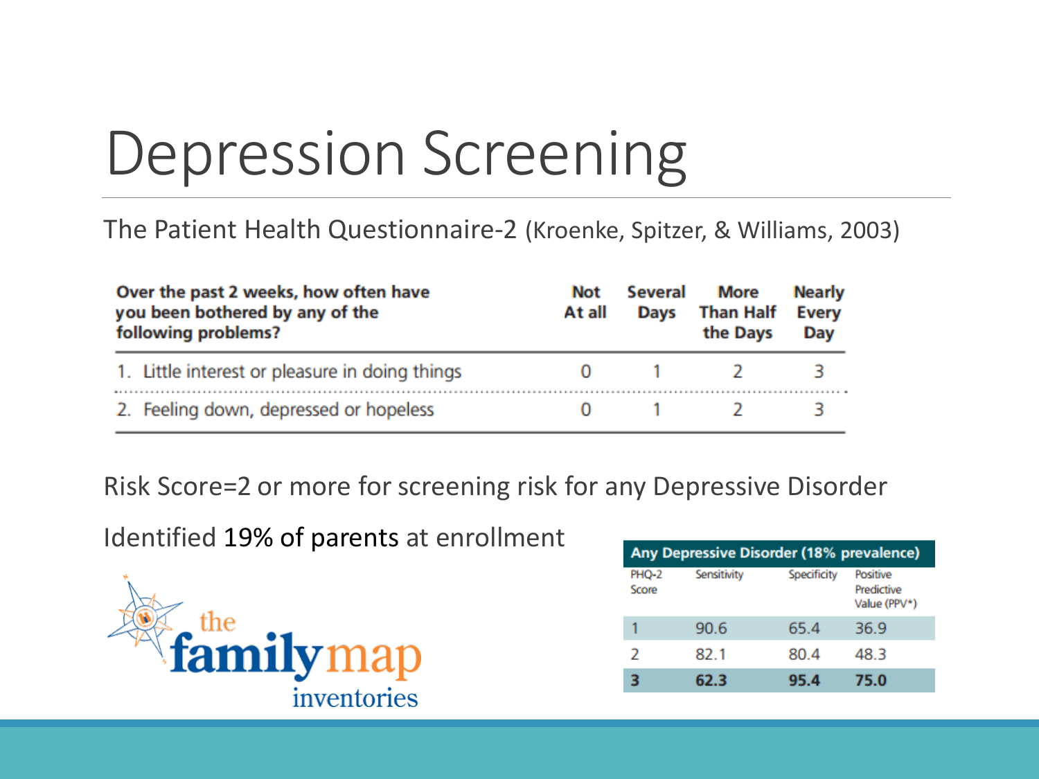# Depression Screening

The Patient Health Questionnaire-2 (Kroenke, Spitzer, & Williams, 2003)

| Over the past 2 weeks, how often have you been bothered by any of the following problems? | Not At all | Several Days | More Than Half the Days | Nearly Every Day |
|---|---|---|---|---|
| 1. Little interest or pleasure in doing things | 0 | 1 | 2 | 3 |
| 2. Feeling down, depressed or hopeless | 0 | 1 | 2 | 3 |

Risk Score=2 or more for screening risk for any Depressive Disorder

Identified 19% of parents at enrollment

| Any Depressive Disorder (18% prevalence) | | | |
|---|---|---|---|
| PHQ-2 Score | Sensitivity | Specificity | Positive Predictive Value (PPV*) |
| 1 | 90.6 | 65.4 | 36.9 |
| 2 | 82.1 | 80.4 | 48.3 |
| **3** | **62.3** | **95.4** | **75.0** |

the familymap inventories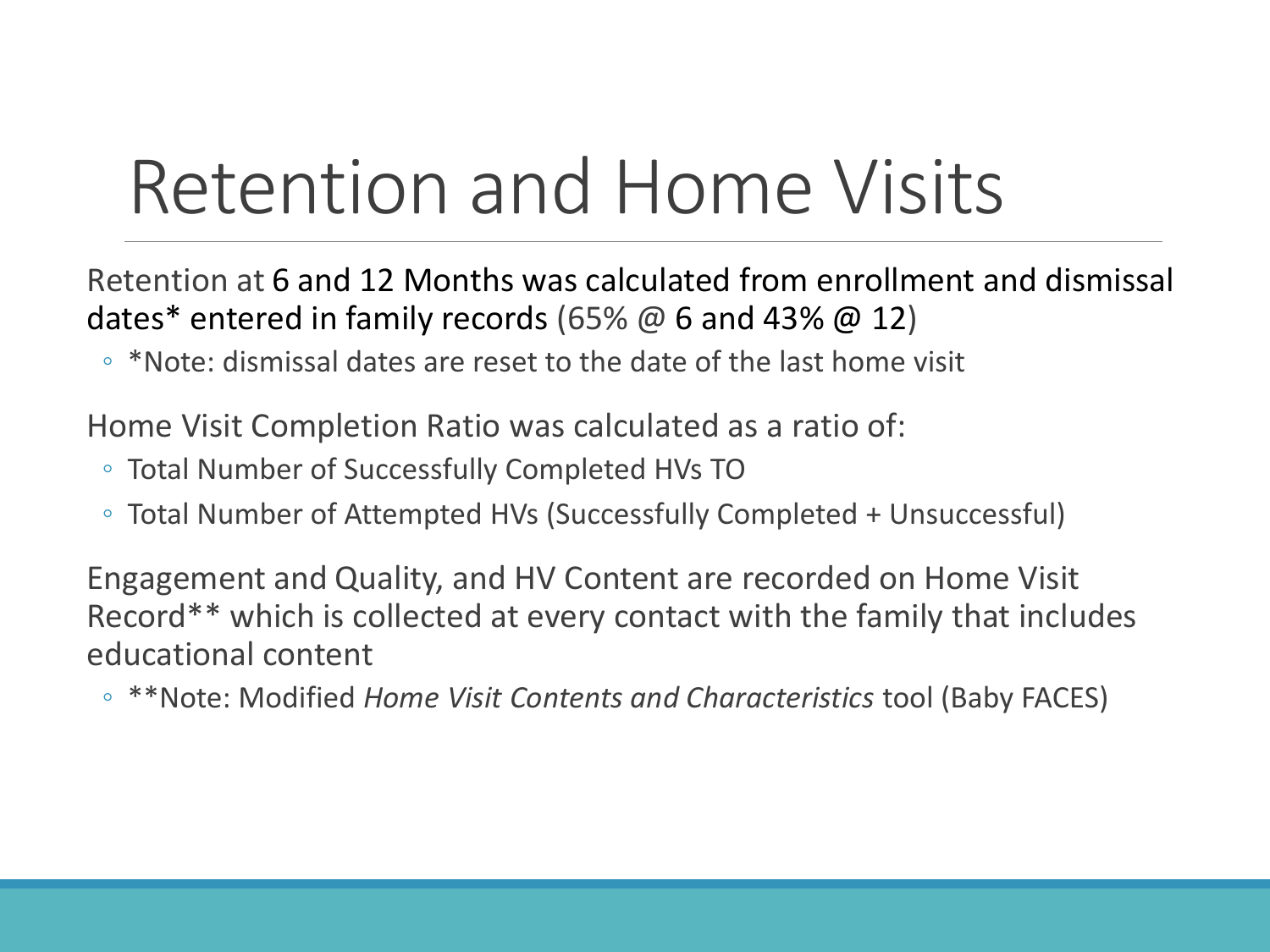# Retention and Home Visits

Retention at 6 and 12 Months was calculated from enrollment and dismissal dates* entered in family records (65% @ 6 and 43% @ 12)

- *Note: dismissal dates are reset to the date of the last home visit

Home Visit Completion Ratio was calculated as a ratio of:

- Total Number of Successfully Completed HVs TO
- Total Number of Attempted HVs (Successfully Completed + Unsuccessful)

Engagement and Quality, and HV Content are recorded on Home Visit Record** which is collected at every contact with the family that includes educational content

- **Note: Modified *Home Visit Contents and Characteristics* tool (Baby FACES)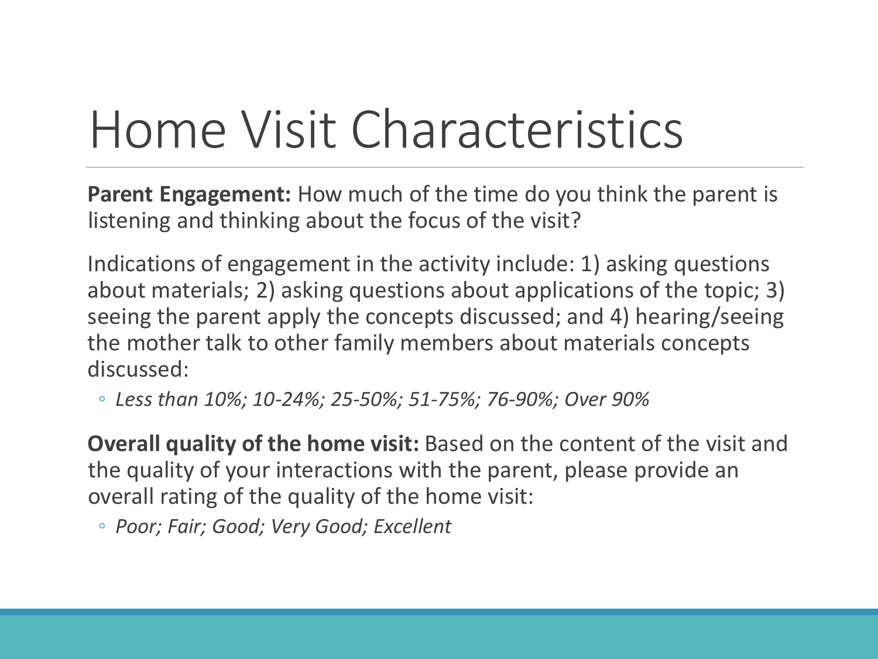# Home Visit Characteristics

**Parent Engagement:** How much of the time do you think the parent is listening and thinking about the focus of the visit?

Indications of engagement in the activity include: 1) asking questions about materials; 2) asking questions about applications of the topic; 3) seeing the parent apply the concepts discussed; and 4) hearing/seeing the mother talk to other family members about materials concepts discussed:

- *Less than 10%; 10-24%; 25-50%; 51-75%; 76-90%; Over 90%*

**Overall quality of the home visit:** Based on the content of the visit and the quality of your interactions with the parent, please provide an overall rating of the quality of the home visit:

- *Poor; Fair; Good; Very Good; Excellent*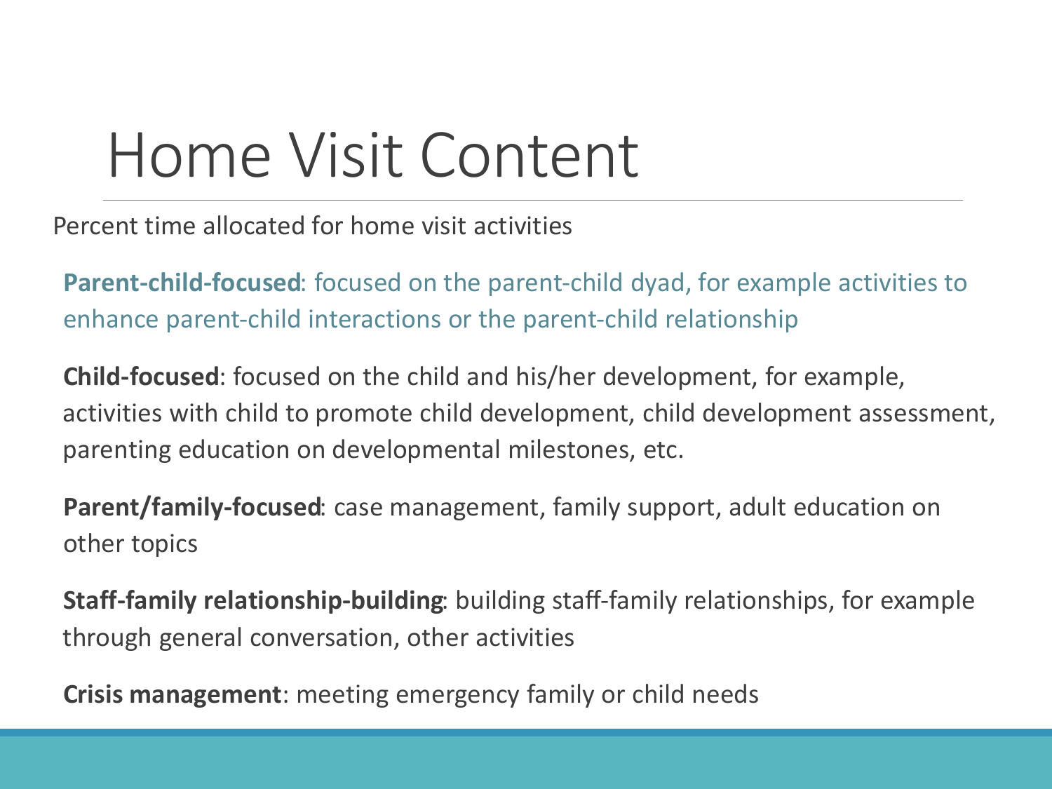# Home Visit Content

Percent time allocated for home visit activities

**Parent-child-focused**: focused on the parent-child dyad, for example activities to enhance parent-child interactions or the parent-child relationship

**Child-focused**: focused on the child and his/her development, for example, activities with child to promote child development, child development assessment, parenting education on developmental milestones, etc.

**Parent/family-focused**: case management, family support, adult education on other topics

**Staff-family relationship-building**: building staff-family relationships, for example through general conversation, other activities

**Crisis management**: meeting emergency family or child needs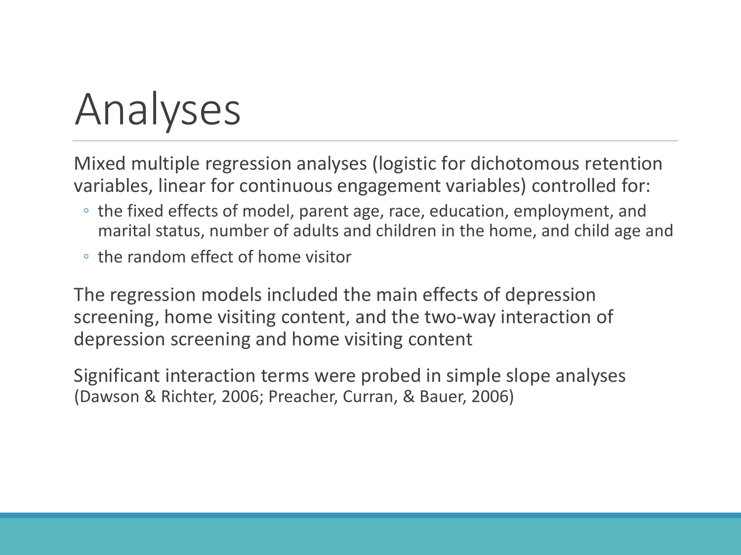# Analyses

Mixed multiple regression analyses (logistic for dichotomous retention variables, linear for continuous engagement variables) controlled for:

- the fixed effects of model, parent age, race, education, employment, and marital status, number of adults and children in the home, and child age and
- the random effect of home visitor

The regression models included the main effects of depression screening, home visiting content, and the two-way interaction of depression screening and home visiting content

Significant interaction terms were probed in simple slope analyses (Dawson & Richter, 2006; Preacher, Curran, & Bauer, 2006)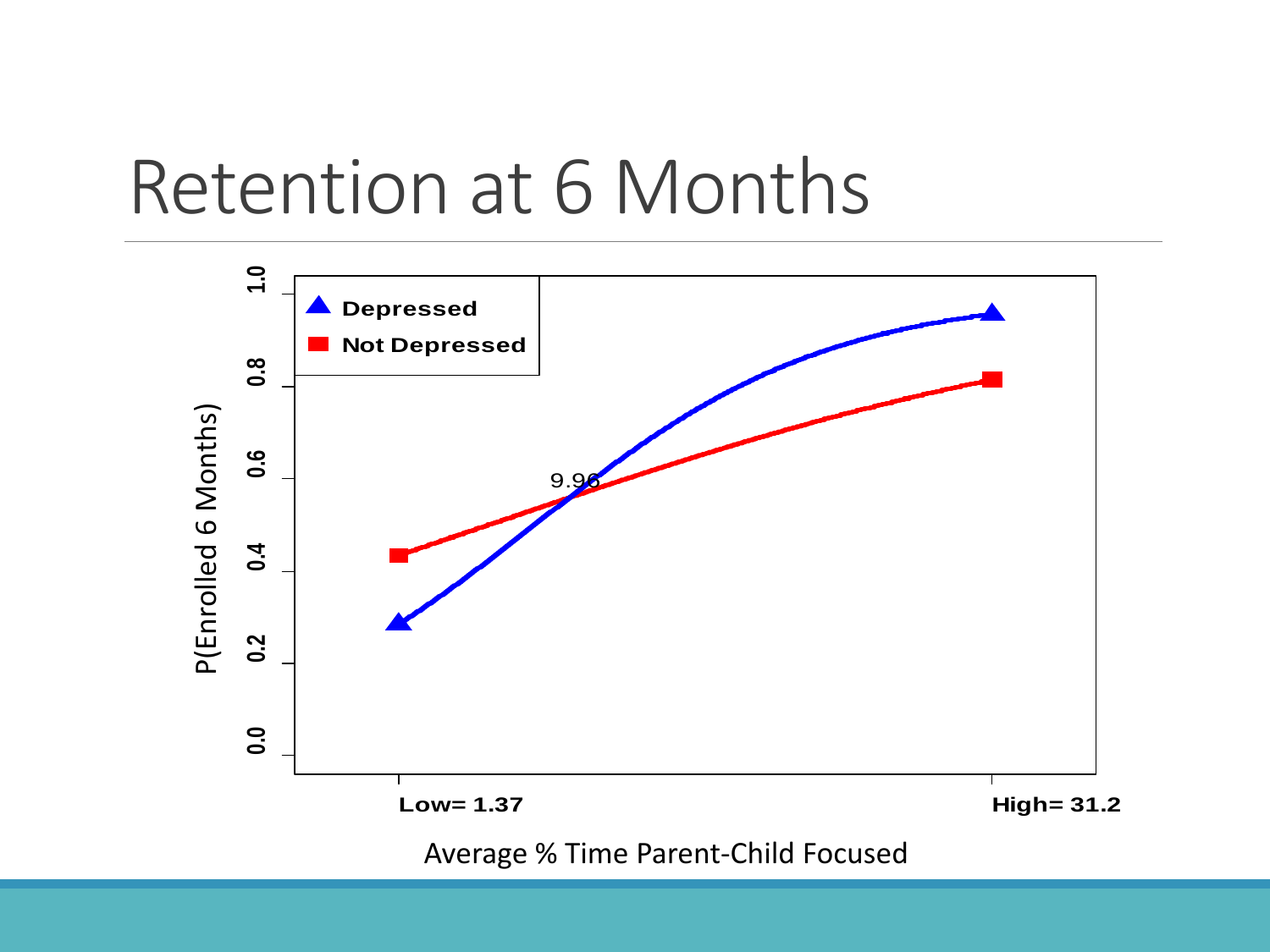# Retention at 6 Months

P(Enrolled 6 Months)

Depressed

Not Depressed

9.96

Low= 1.37

High= 31.2

Average % Time Parent-Child Focused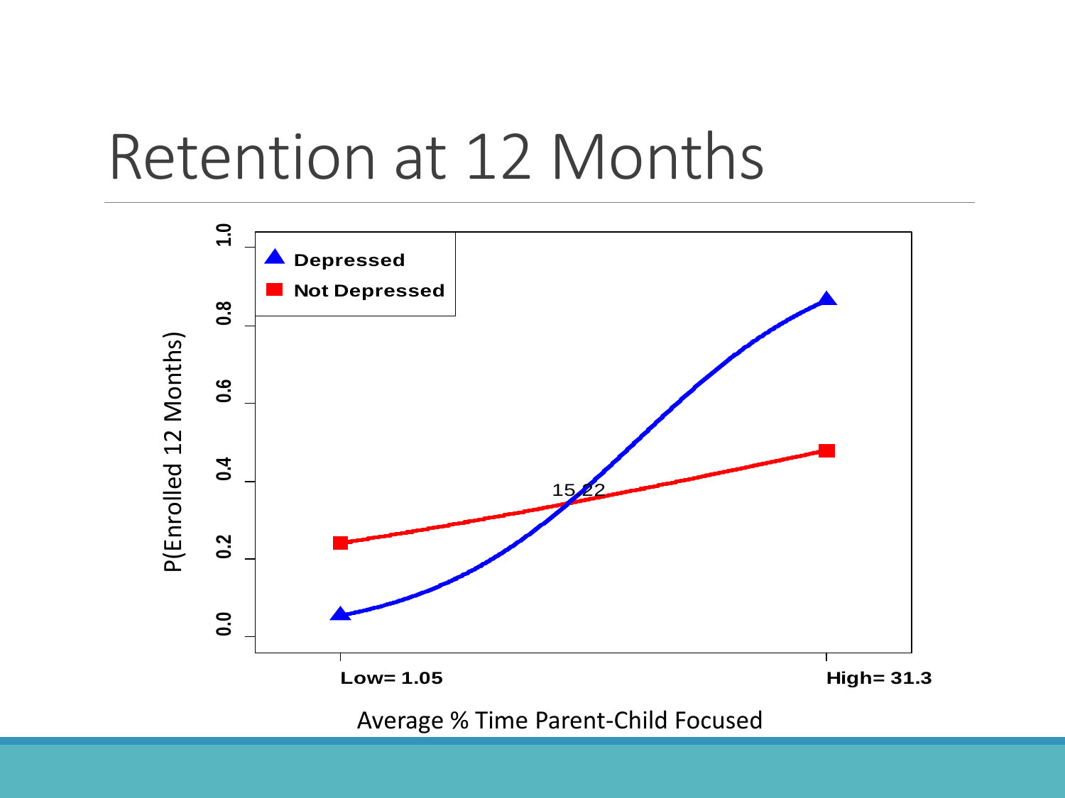# Retention at 12 Months

P(Enrolled 12 Months)

- Depressed
- Not Depressed

15.22

Low= 1.05

High= 31.3

Average % Time Parent-Child Focused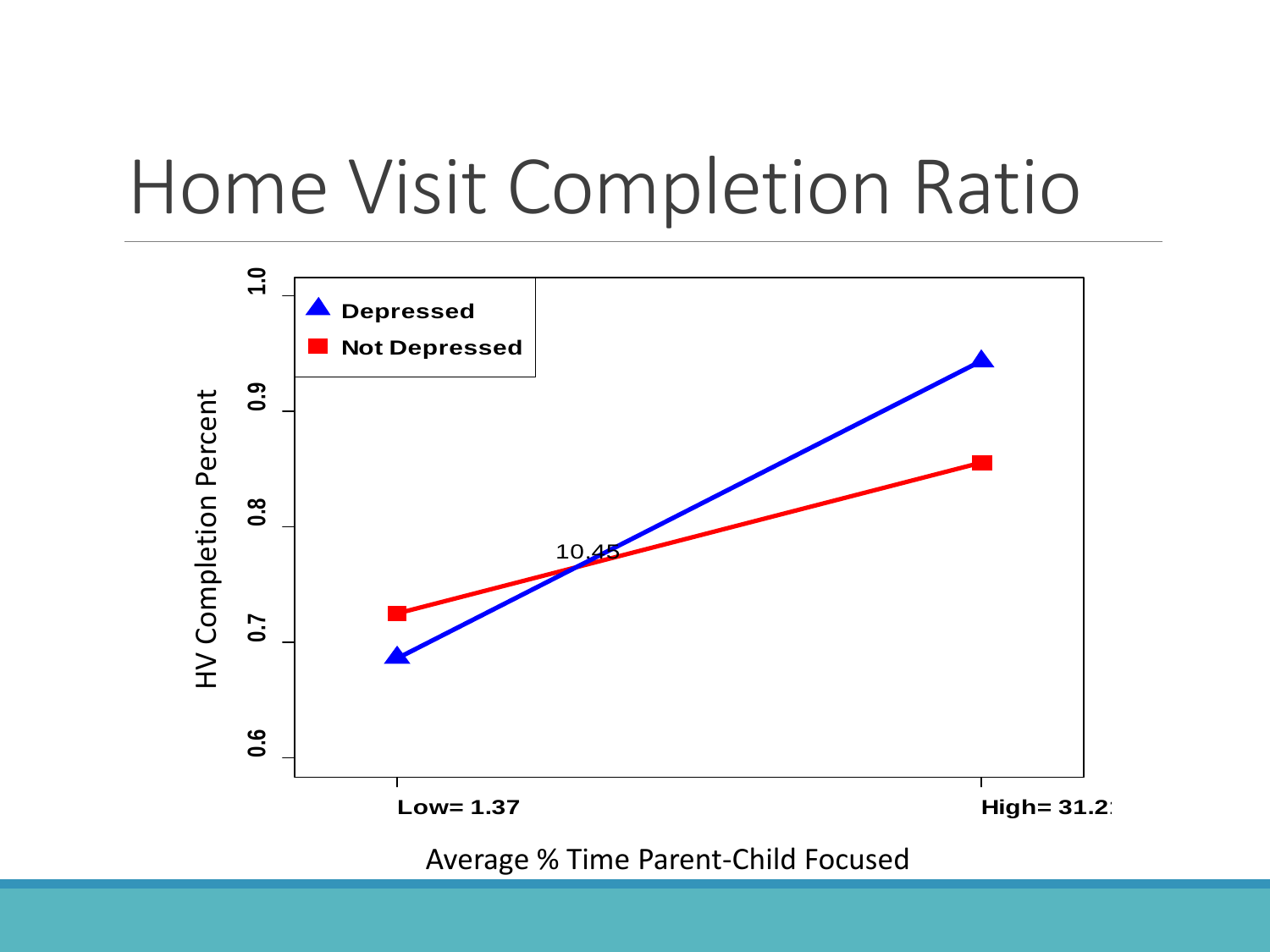# Home Visit Completion Ratio

HV Completion Percent

1.0

0.9

0.8

0.7

0.6

Depressed

Not Depressed

10.45

Low= 1.37

High= 31.2

Average % Time Parent-Child Focused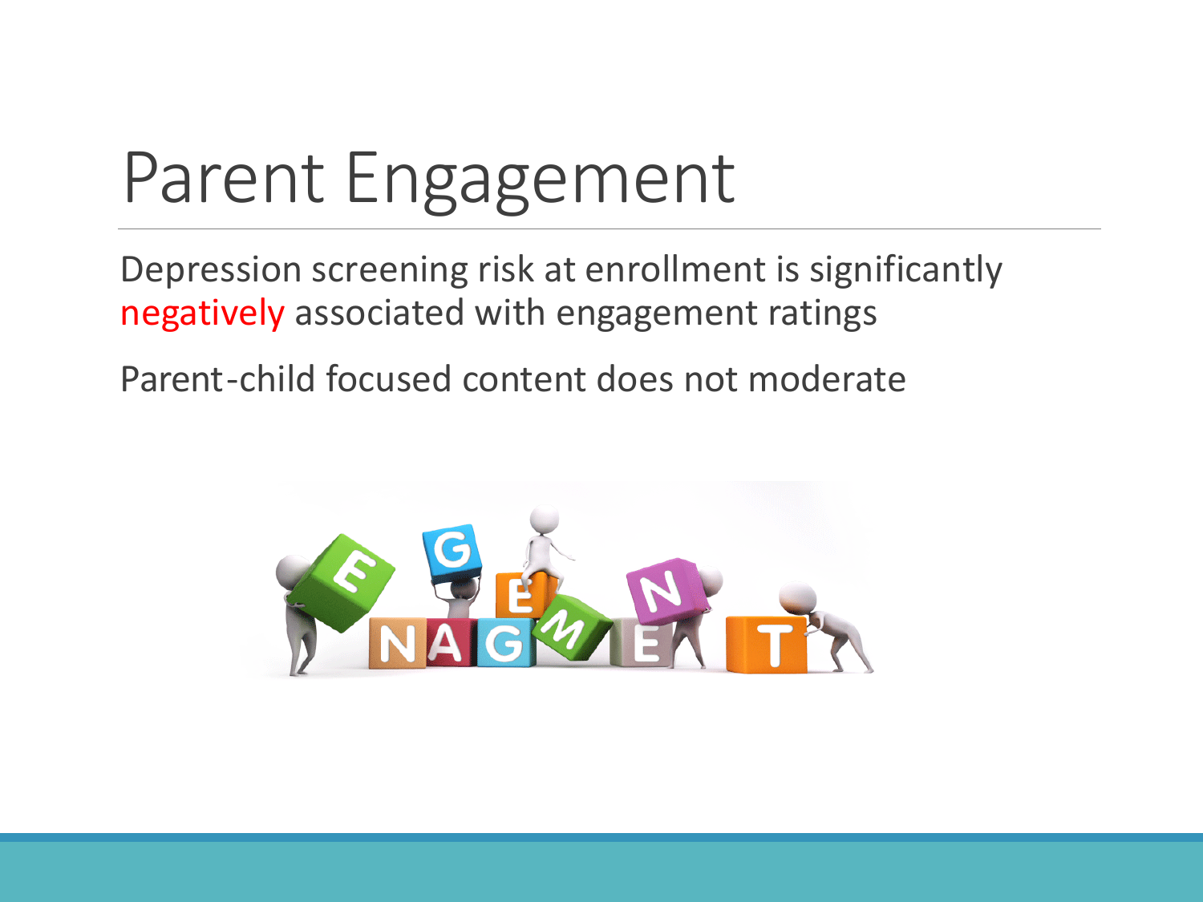# Parent Engagement

Depression screening risk at enrollment is significantly negatively associated with engagement ratings

Parent-child focused content does not moderate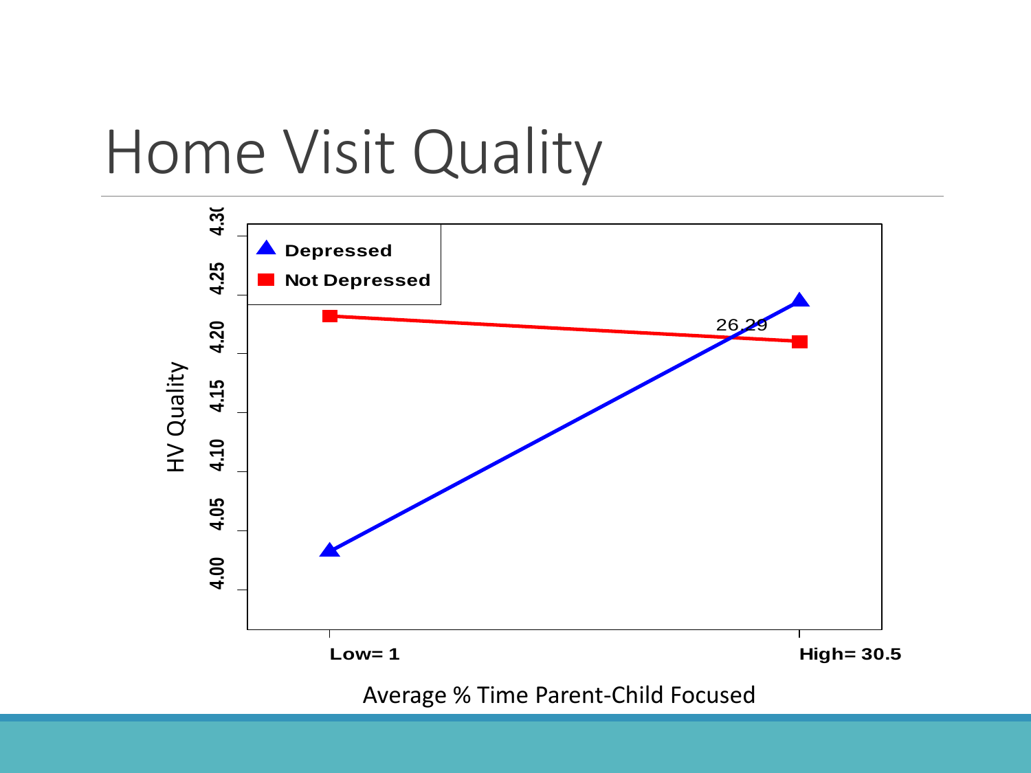# Home Visit Quality

HV Quality

4.30, 4.25, 4.20, 4.15, 4.10, 4.05, 4.00

- Depressed
- Not Depressed

26.29

Low= 1 | High= 30.5

Average % Time Parent-Child Focused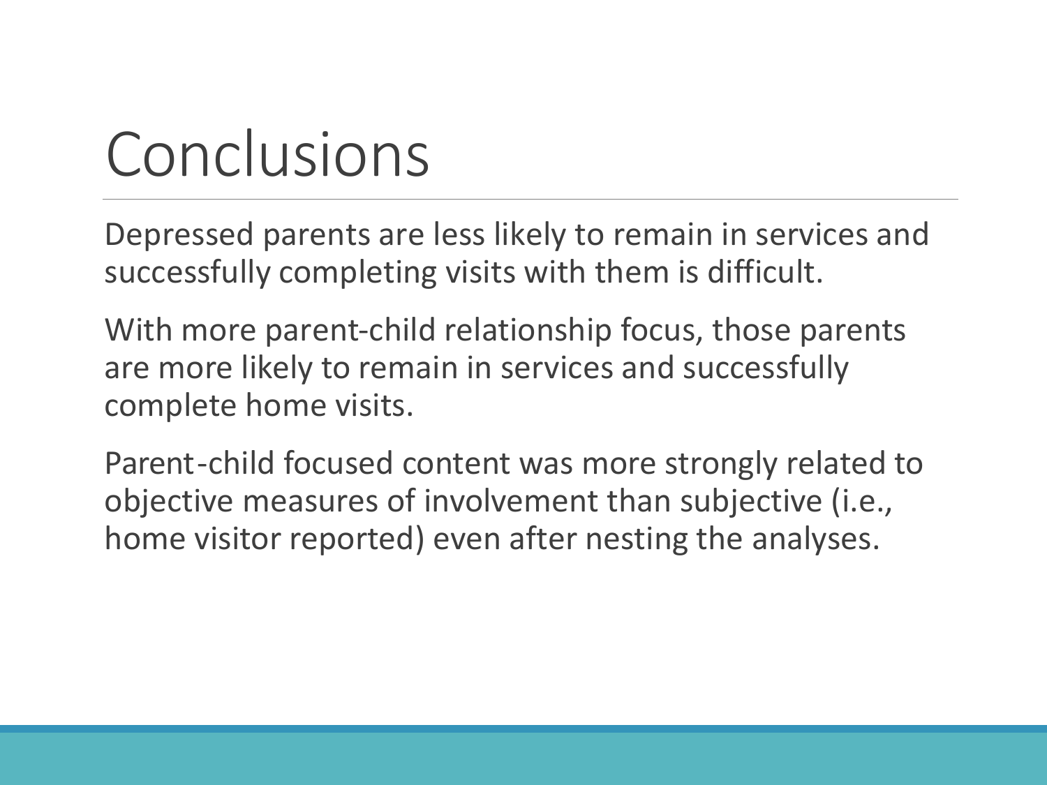# Conclusions

Depressed parents are less likely to remain in services and successfully completing visits with them is difficult.

With more parent-child relationship focus, those parents are more likely to remain in services and successfully complete home visits.

Parent-child focused content was more strongly related to objective measures of involvement than subjective (i.e., home visitor reported) even after nesting the analyses.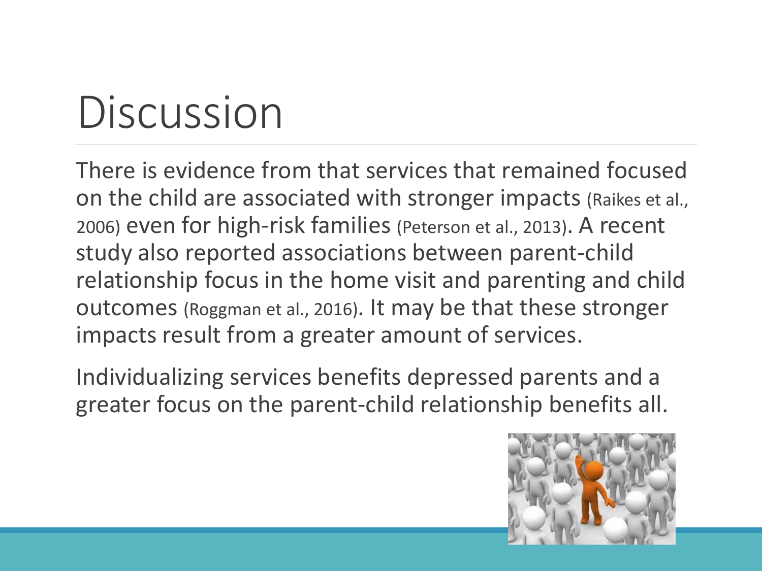# Discussion

There is evidence from that services that remained focused on the child are associated with stronger impacts (Raikes et al., 2006) even for high-risk families (Peterson et al., 2013). A recent study also reported associations between parent-child relationship focus in the home visit and parenting and child outcomes (Roggman et al., 2016). It may be that these stronger impacts result from a greater amount of services.

Individualizing services benefits depressed parents and a greater focus on the parent-child relationship benefits all.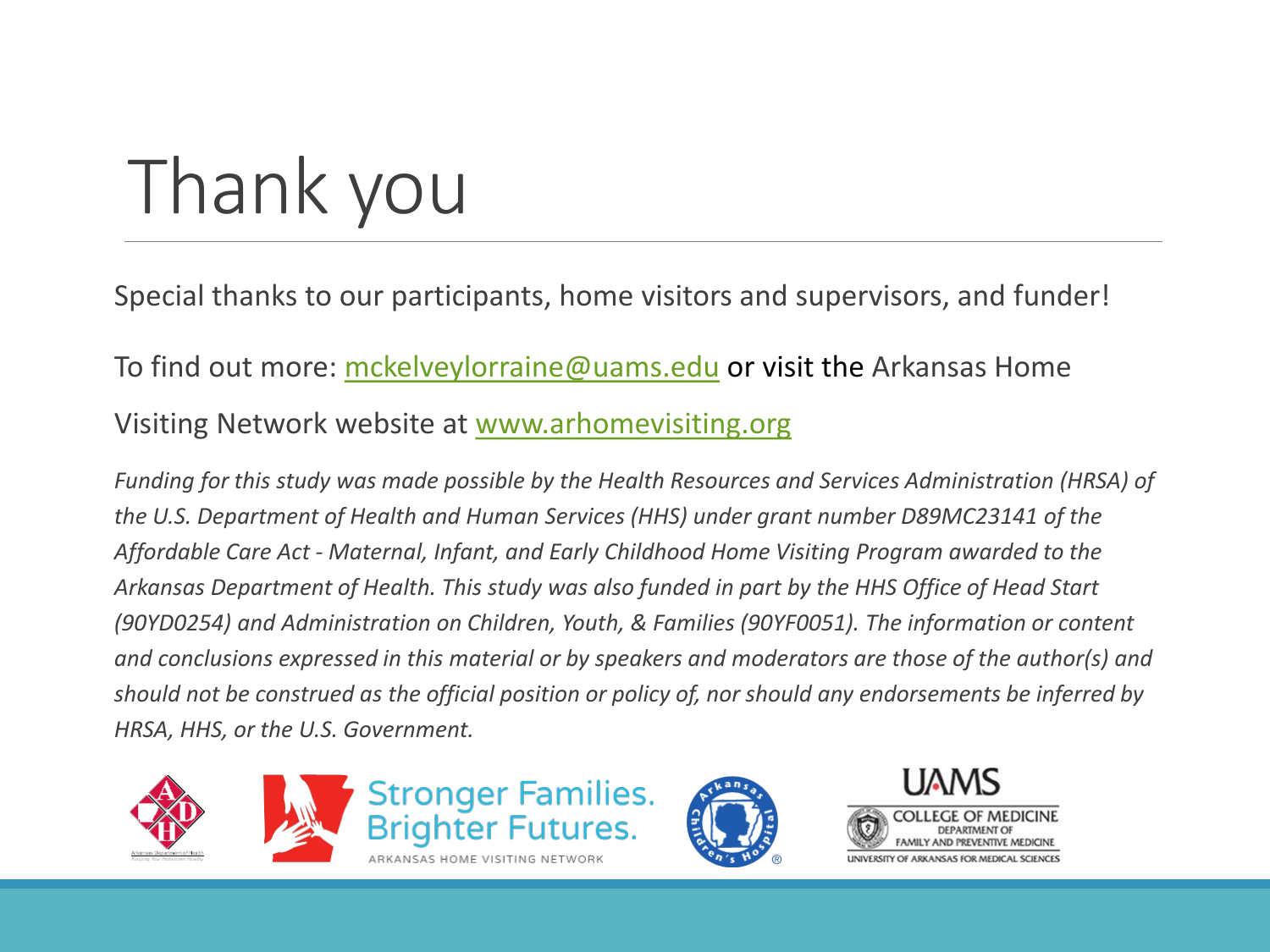# Thank you

Special thanks to our participants, home visitors and supervisors, and funder!

To find out more: mckelveylorraine@uams.edu or visit the Arkansas Home Visiting Network website at www.arhomevisiting.org

*Funding for this study was made possible by the Health Resources and Services Administration (HRSA) of the U.S. Department of Health and Human Services (HHS) under grant number D89MC23141 of the Affordable Care Act - Maternal, Infant, and Early Childhood Home Visiting Program awarded to the Arkansas Department of Health. This study was also funded in part by the HHS Office of Head Start (90YD0254) and Administration on Children, Youth, & Families (90YF0051). The information or content and conclusions expressed in this material or by speakers and moderators are those of the author(s) and should not be construed as the official position or policy of, nor should any endorsements be inferred by HRSA, HHS, or the U.S. Government.*

Stronger Families. Brighter Futures.
ARKANSAS HOME VISITING NETWORK

UAMS
COLLEGE OF MEDICINE
DEPARTMENT OF FAMILY AND PREVENTIVE MEDICINE
UNIVERSITY OF ARKANSAS FOR MEDICAL SCIENCES